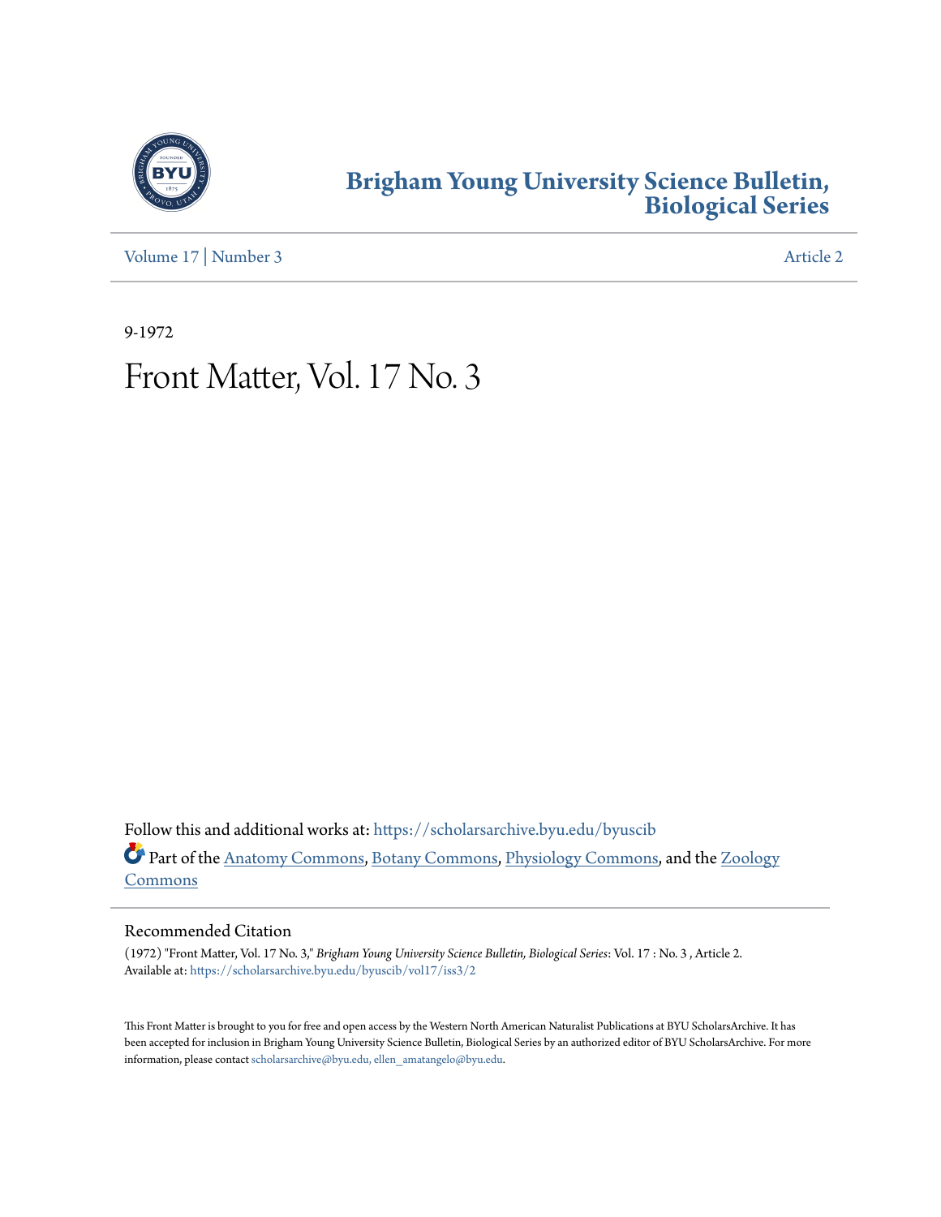# Brigham Young University Science Bulletin, Biological Series

Volume 17 | Number 3 Article 2

9-1972

# Front Matter, Vol. 17 No. 3

Follow this and additional works at: https://scholarsarchive.byu.edu/byuscib

Part of the Anatomy Commons, Botany Commons, Physiology Commons, and the Zoology Commons

## Recommended Citation

(1972) "Front Matter, Vol. 17 No. 3," *Brigham Young University Science Bulletin, Biological Series*: Vol. 17 : No. 3 , Article 2.
Available at: https://scholarsarchive.byu.edu/byuscib/vol17/iss3/2

This Front Matter is brought to you for free and open access by the Western North American Naturalist Publications at BYU ScholarsArchive. It has been accepted for inclusion in Brigham Young University Science Bulletin, Biological Series by an authorized editor of BYU ScholarsArchive. For more information, please contact scholarsarchive@byu.edu, ellen_amatangelo@byu.edu.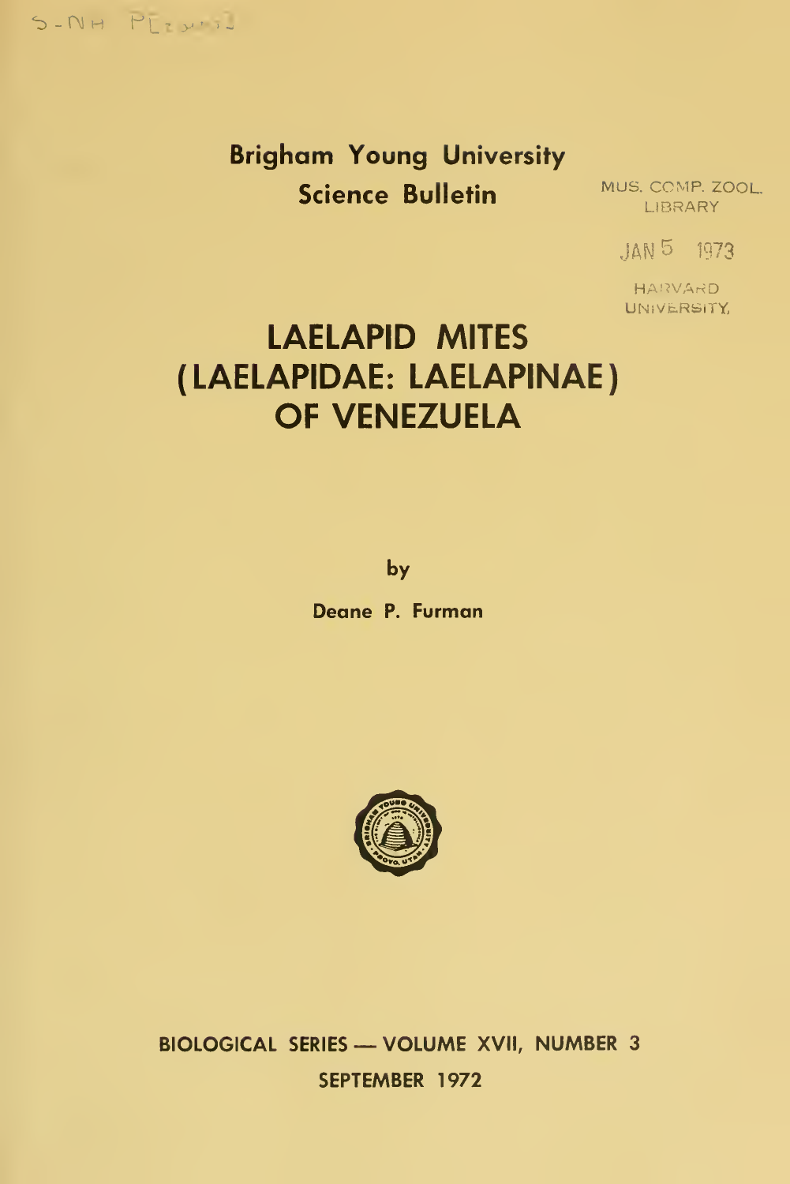S-NH P[...]

**Brigham Young University**
**Science Bulletin**

MUS. COMP. ZOOL.
LIBRARY

JAN 5 1973

HARVARD
UNIVERSITY

# LAELAPID MITES (LAELAPIDAE: LAELAPINAE) OF VENEZUELA

by

**Deane P. Furman**

**BIOLOGICAL SERIES — VOLUME XVII, NUMBER 3**
**SEPTEMBER 1972**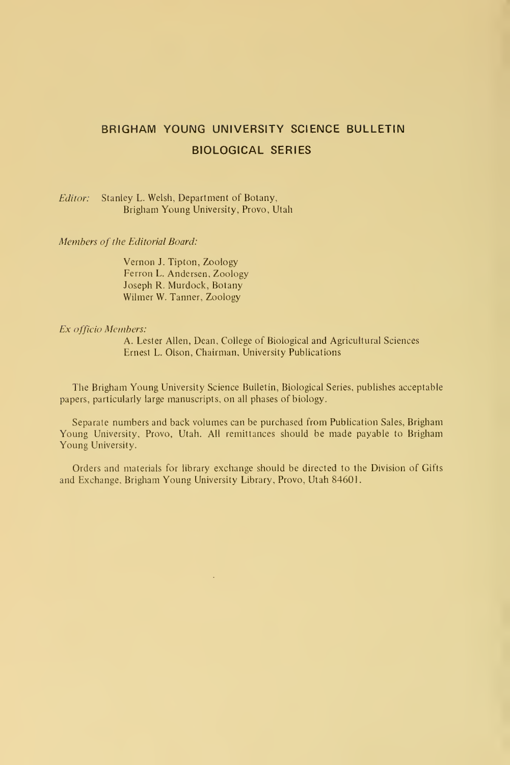# BRIGHAM YOUNG UNIVERSITY SCIENCE BULLETIN

## BIOLOGICAL SERIES

*Editor:* Stanley L. Welsh, Department of Botany, Brigham Young University, Provo, Utah

*Members of the Editorial Board:*

Vernon J. Tipton, Zoology
Ferron L. Andersen, Zoology
Joseph R. Murdock, Botany
Wilmer W. Tanner, Zoology

*Ex officio Members:*

A. Lester Allen, Dean, College of Biological and Agricultural Sciences
Ernest L. Olson, Chairman, University Publications

The Brigham Young University Science Bulletin, Biological Series, publishes acceptable papers, particularly large manuscripts, on all phases of biology.

Separate numbers and back volumes can be purchased from Publication Sales, Brigham Young University, Provo, Utah. All remittances should be made payable to Brigham Young University.

Orders and materials for library exchange should be directed to the Division of Gifts and Exchange, Brigham Young University Library, Provo, Utah 84601.